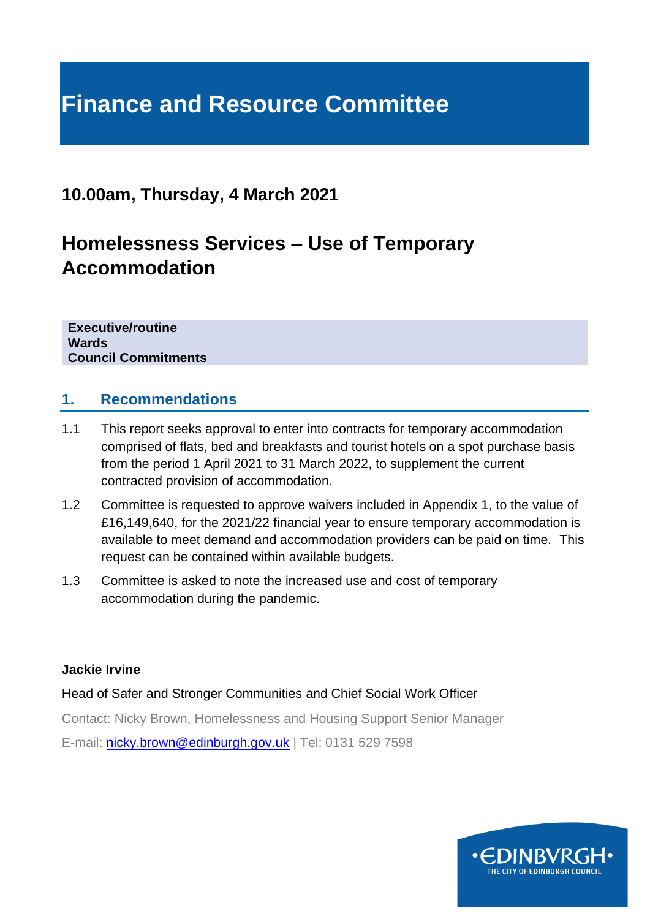# Finance and Resource Committee

## 10.00am, Thursday, 4 March 2021

## Homelessness Services – Use of Temporary Accommodation

**Executive/routine**
**Wards**
**Council Commitments**

## 1. Recommendations

1.1 This report seeks approval to enter into contracts for temporary accommodation comprised of flats, bed and breakfasts and tourist hotels on a spot purchase basis from the period 1 April 2021 to 31 March 2022, to supplement the current contracted provision of accommodation.

1.2 Committee is requested to approve waivers included in Appendix 1, to the value of £16,149,640, for the 2021/22 financial year to ensure temporary accommodation is available to meet demand and accommodation providers can be paid on time. This request can be contained within available budgets.

1.3 Committee is asked to note the increased use and cost of temporary accommodation during the pandemic.

**Jackie Irvine**

Head of Safer and Stronger Communities and Chief Social Work Officer

Contact: Nicky Brown, Homelessness and Housing Support Senior Manager

E-mail: nicky.brown@edinburgh.gov.uk | Tel: 0131 529 7598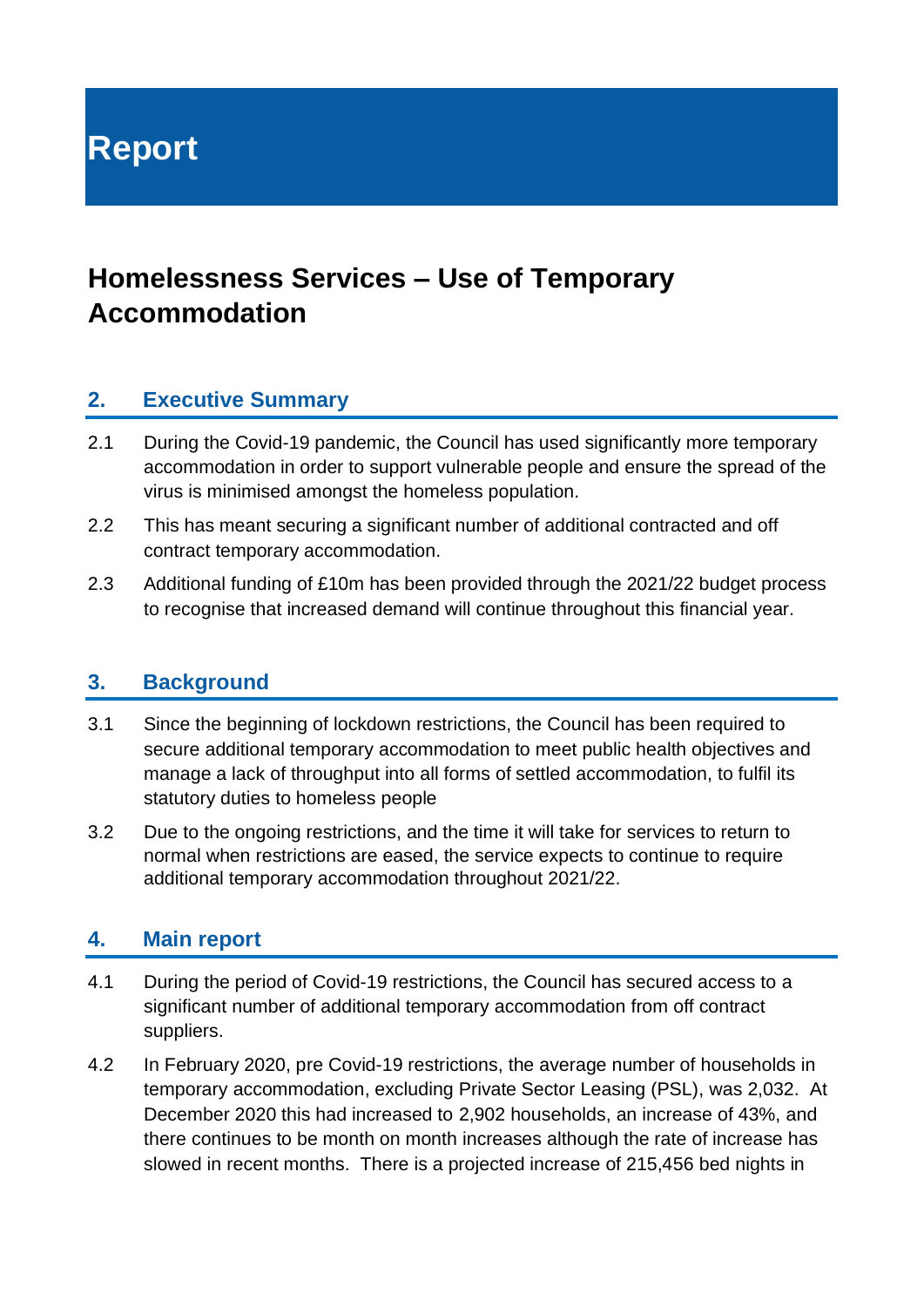# Report

## Homelessness Services – Use of Temporary Accommodation

### 2. Executive Summary

2.1 During the Covid-19 pandemic, the Council has used significantly more temporary accommodation in order to support vulnerable people and ensure the spread of the virus is minimised amongst the homeless population.

2.2 This has meant securing a significant number of additional contracted and off contract temporary accommodation.

2.3 Additional funding of £10m has been provided through the 2021/22 budget process to recognise that increased demand will continue throughout this financial year.

### 3. Background

3.1 Since the beginning of lockdown restrictions, the Council has been required to secure additional temporary accommodation to meet public health objectives and manage a lack of throughput into all forms of settled accommodation, to fulfil its statutory duties to homeless people

3.2 Due to the ongoing restrictions, and the time it will take for services to return to normal when restrictions are eased, the service expects to continue to require additional temporary accommodation throughout 2021/22.

### 4. Main report

4.1 During the period of Covid-19 restrictions, the Council has secured access to a significant number of additional temporary accommodation from off contract suppliers.

4.2 In February 2020, pre Covid-19 restrictions, the average number of households in temporary accommodation, excluding Private Sector Leasing (PSL), was 2,032. At December 2020 this had increased to 2,902 households, an increase of 43%, and there continues to be month on month increases although the rate of increase has slowed in recent months. There is a projected increase of 215,456 bed nights in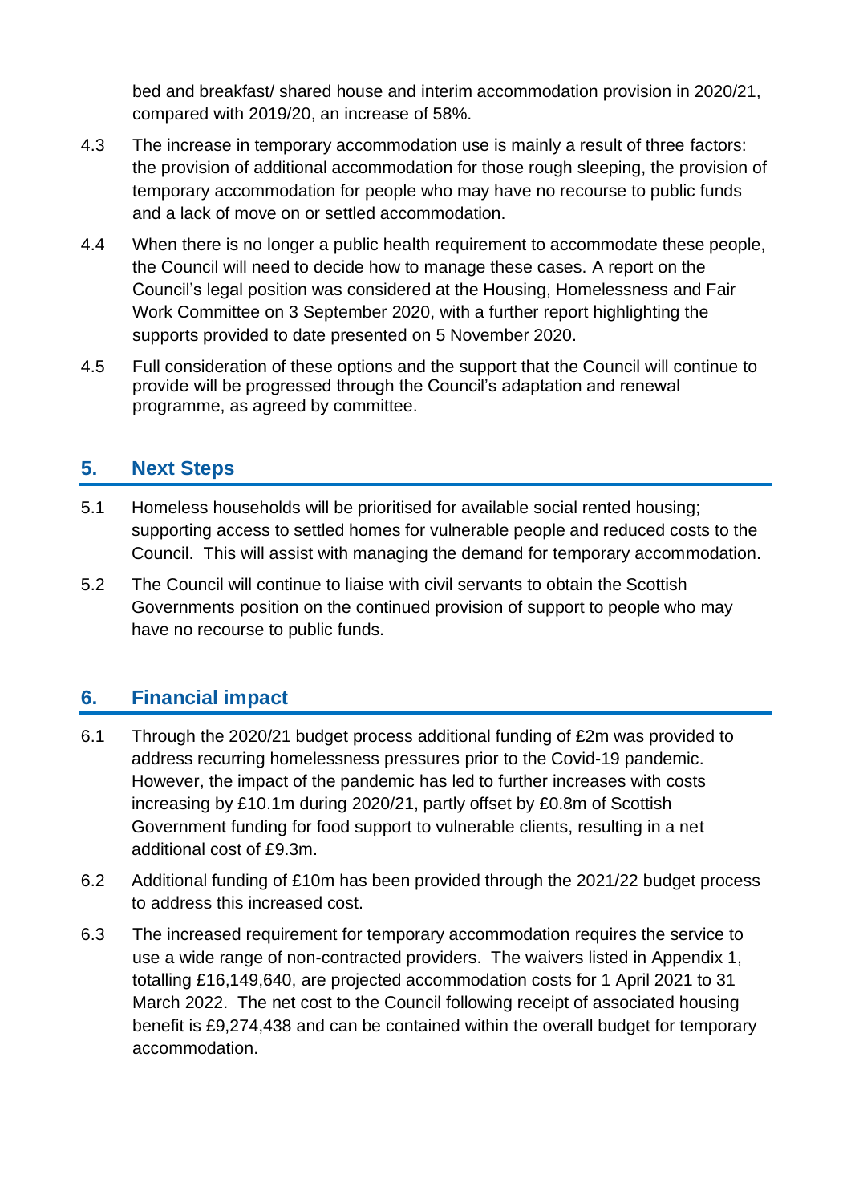bed and breakfast/ shared house and interim accommodation provision in 2020/21, compared with 2019/20, an increase of 58%.

4.3 The increase in temporary accommodation use is mainly a result of three factors: the provision of additional accommodation for those rough sleeping, the provision of temporary accommodation for people who may have no recourse to public funds and a lack of move on or settled accommodation.

4.4 When there is no longer a public health requirement to accommodate these people, the Council will need to decide how to manage these cases. A report on the Council's legal position was considered at the Housing, Homelessness and Fair Work Committee on 3 September 2020, with a further report highlighting the supports provided to date presented on 5 November 2020.

4.5 Full consideration of these options and the support that the Council will continue to provide will be progressed through the Council's adaptation and renewal programme, as agreed by committee.

## 5. Next Steps

5.1 Homeless households will be prioritised for available social rented housing; supporting access to settled homes for vulnerable people and reduced costs to the Council. This will assist with managing the demand for temporary accommodation.

5.2 The Council will continue to liaise with civil servants to obtain the Scottish Governments position on the continued provision of support to people who may have no recourse to public funds.

## 6. Financial impact

6.1 Through the 2020/21 budget process additional funding of £2m was provided to address recurring homelessness pressures prior to the Covid-19 pandemic. However, the impact of the pandemic has led to further increases with costs increasing by £10.1m during 2020/21, partly offset by £0.8m of Scottish Government funding for food support to vulnerable clients, resulting in a net additional cost of £9.3m.

6.2 Additional funding of £10m has been provided through the 2021/22 budget process to address this increased cost.

6.3 The increased requirement for temporary accommodation requires the service to use a wide range of non-contracted providers. The waivers listed in Appendix 1, totalling £16,149,640, are projected accommodation costs for 1 April 2021 to 31 March 2022. The net cost to the Council following receipt of associated housing benefit is £9,274,438 and can be contained within the overall budget for temporary accommodation.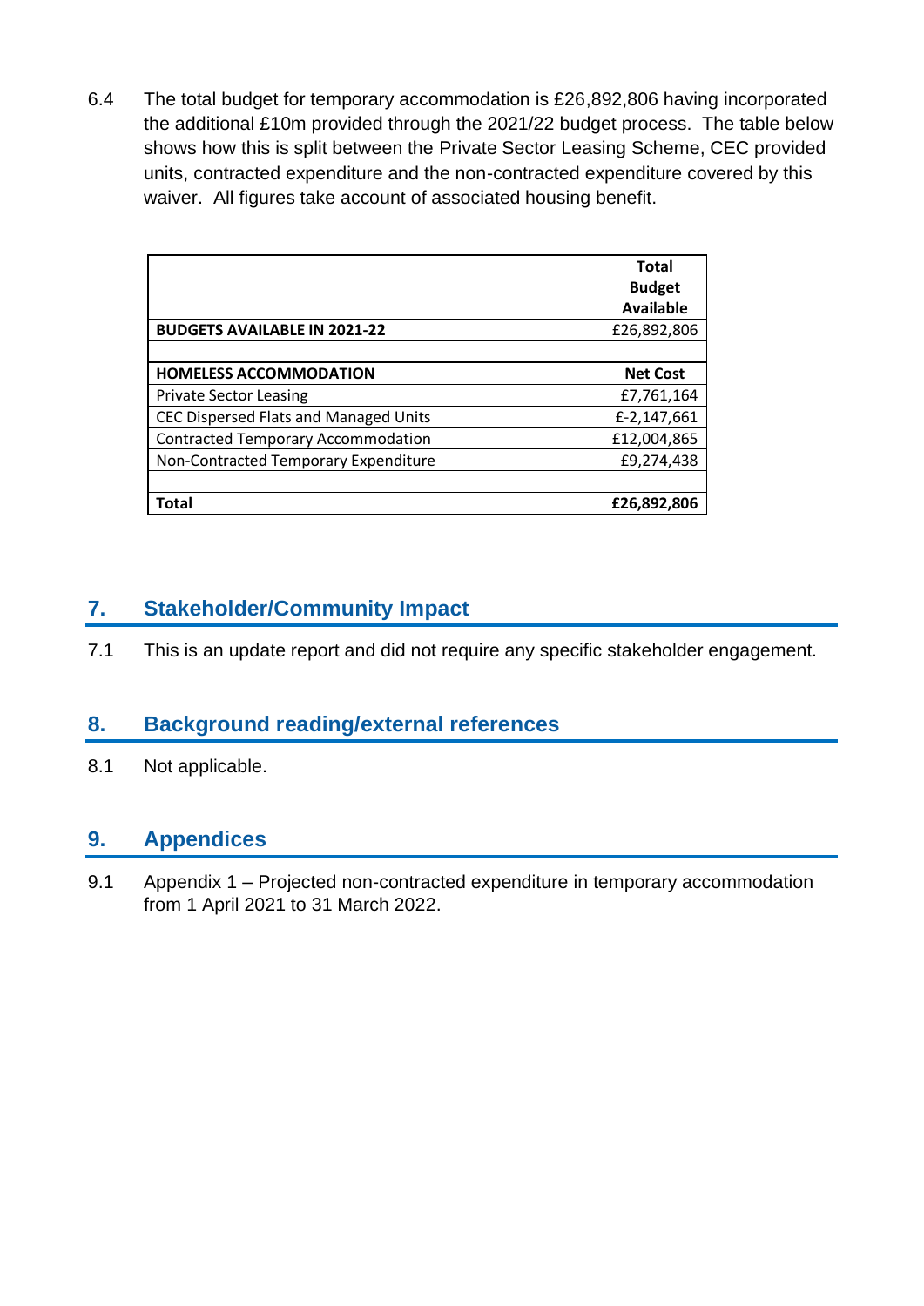6.4 The total budget for temporary accommodation is £26,892,806 having incorporated the additional £10m provided through the 2021/22 budget process. The table below shows how this is split between the Private Sector Leasing Scheme, CEC provided units, contracted expenditure and the non-contracted expenditure covered by this waiver. All figures take account of associated housing benefit.

| | **Total Budget Available** |
|---|---|
| **BUDGETS AVAILABLE IN 2021-22** | £26,892,806 |
| | |
| **HOMELESS ACCOMMODATION** | **Net Cost** |
| Private Sector Leasing | £7,761,164 |
| CEC Dispersed Flats and Managed Units | £-2,147,661 |
| Contracted Temporary Accommodation | £12,004,865 |
| Non-Contracted Temporary Expenditure | £9,274,438 |
| | |
| **Total** | **£26,892,806** |

## 7. Stakeholder/Community Impact

7.1 This is an update report and did not require any specific stakeholder engagement.

## 8. Background reading/external references

8.1 Not applicable.

## 9. Appendices

9.1 Appendix 1 – Projected non-contracted expenditure in temporary accommodation from 1 April 2021 to 31 March 2022.